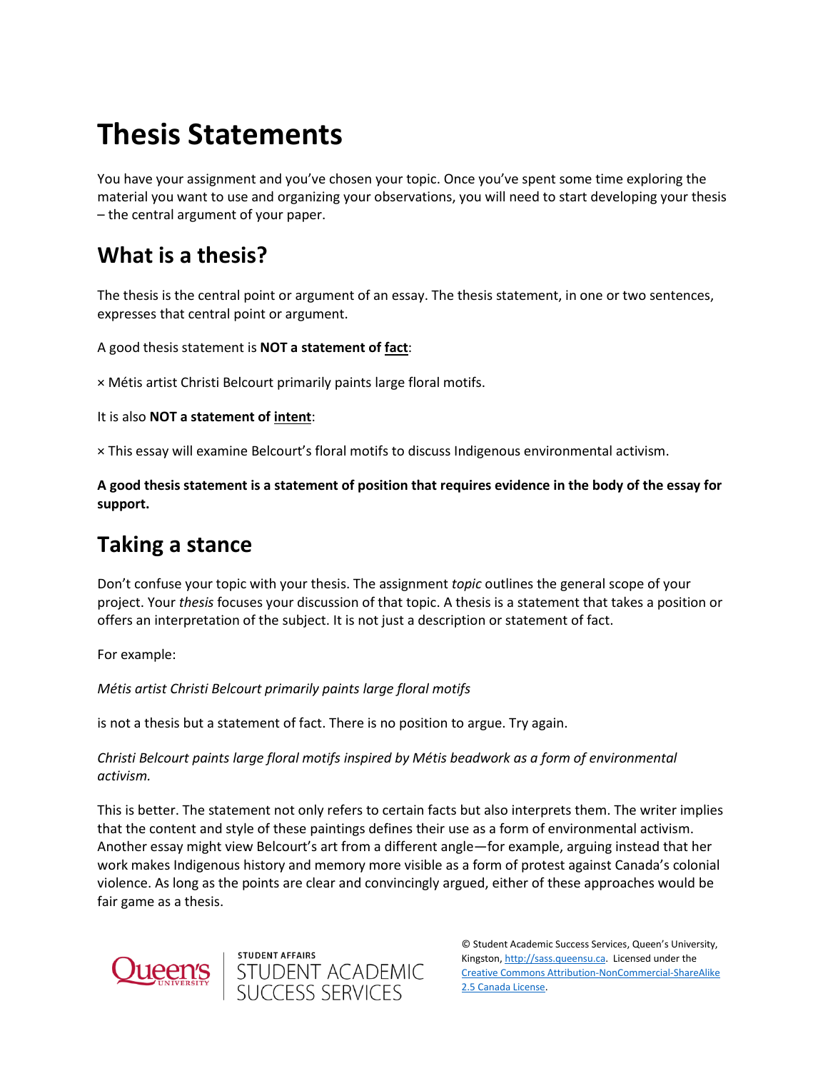# Thesis Statements

You have your assignment and you've chosen your topic. Once you've spent some time exploring the material you want to use and organizing your observations, you will need to start developing your thesis – the central argument of your paper.

## What is a thesis?

The thesis is the central point or argument of an essay. The thesis statement, in one or two sentences, expresses that central point or argument.

A good thesis statement is **NOT a statement of <u>fact</u>**:

× Métis artist Christi Belcourt primarily paints large floral motifs.

It is also **NOT a statement of <u>intent</u>**:

× This essay will examine Belcourt's floral motifs to discuss Indigenous environmental activism.

**A good thesis statement is a statement of position that requires evidence in the body of the essay for support.**

## Taking a stance

Don't confuse your topic with your thesis. The assignment *topic* outlines the general scope of your project. Your *thesis* focuses your discussion of that topic. A thesis is a statement that takes a position or offers an interpretation of the subject. It is not just a description or statement of fact.

For example:

*Métis artist Christi Belcourt primarily paints large floral motifs*

is not a thesis but a statement of fact. There is no position to argue. Try again.

*Christi Belcourt paints large floral motifs inspired by Métis beadwork as a form of environmental activism.*

This is better. The statement not only refers to certain facts but also interprets them. The writer implies that the content and style of these paintings defines their use as a form of environmental activism. Another essay might view Belcourt's art from a different angle—for example, arguing instead that her work makes Indigenous history and memory more visible as a form of protest against Canada's colonial violence. As long as the points are clear and convincingly argued, either of these approaches would be fair game as a thesis.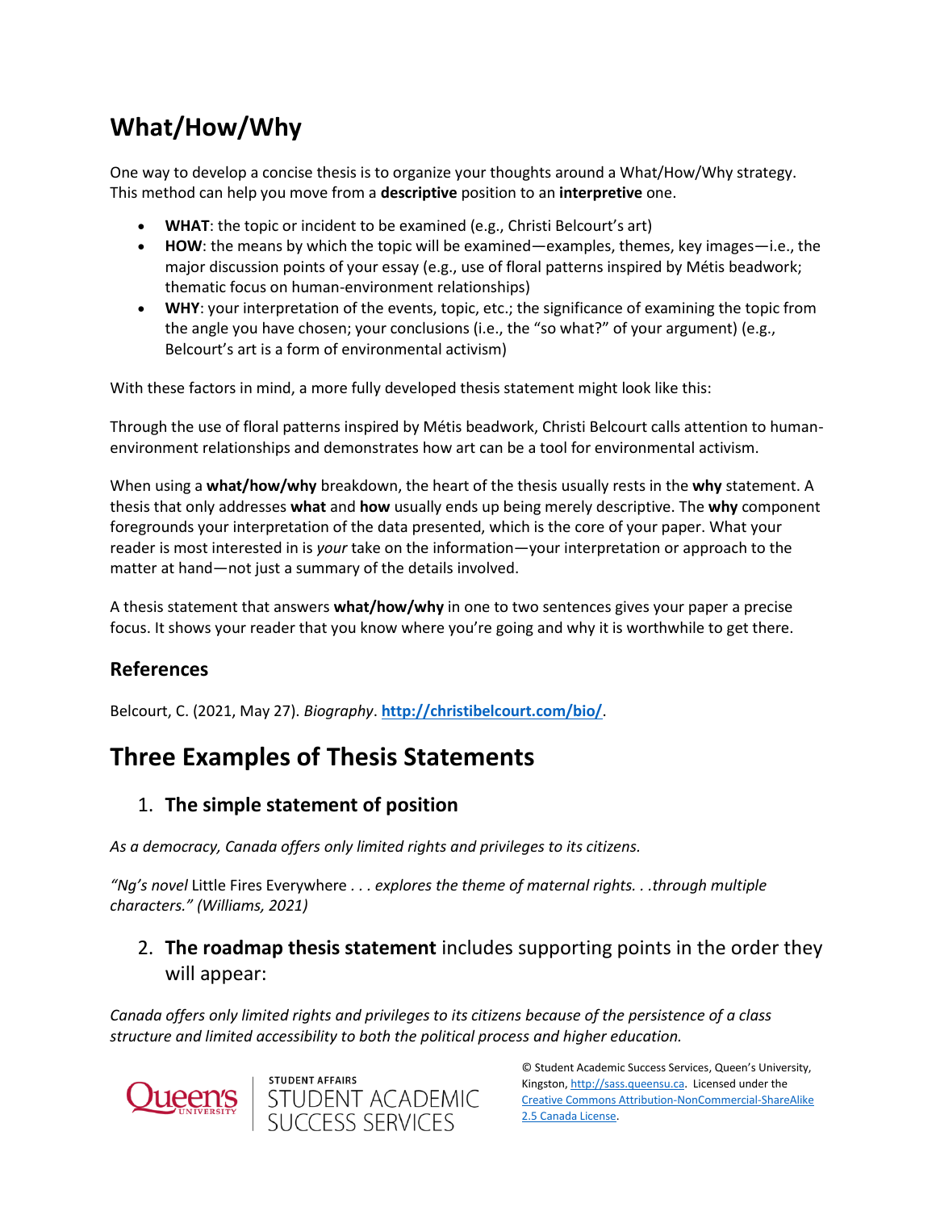## What/How/Why

One way to develop a concise thesis is to organize your thoughts around a What/How/Why strategy. This method can help you move from a **descriptive** position to an **interpretive** one.

- **WHAT**: the topic or incident to be examined (e.g., Christi Belcourt's art)
- **HOW**: the means by which the topic will be examined—examples, themes, key images—i.e., the major discussion points of your essay (e.g., use of floral patterns inspired by Métis beadwork; thematic focus on human-environment relationships)
- **WHY**: your interpretation of the events, topic, etc.; the significance of examining the topic from the angle you have chosen; your conclusions (i.e., the "so what?" of your argument) (e.g., Belcourt's art is a form of environmental activism)

With these factors in mind, a more fully developed thesis statement might look like this:

Through the use of floral patterns inspired by Métis beadwork, Christi Belcourt calls attention to human-environment relationships and demonstrates how art can be a tool for environmental activism.

When using a **what/how/why** breakdown, the heart of the thesis usually rests in the **why** statement. A thesis that only addresses **what** and **how** usually ends up being merely descriptive. The **why** component foregrounds your interpretation of the data presented, which is the core of your paper. What your reader is most interested in is *your* take on the information—your interpretation or approach to the matter at hand—not just a summary of the details involved.

A thesis statement that answers **what/how/why** in one to two sentences gives your paper a precise focus. It shows your reader that you know where you're going and why it is worthwhile to get there.

### References

Belcourt, C. (2021, May 27). *Biography*. **http://christibelcourt.com/bio/**.

## Three Examples of Thesis Statements

1. **The simple statement of position**

*As a democracy, Canada offers only limited rights and privileges to its citizens.*

*"Ng's novel* Little Fires Everywhere . . . *explores the theme of maternal rights. . .through multiple characters." (Williams, 2021)*

2. **The roadmap thesis statement** includes supporting points in the order they will appear:

*Canada offers only limited rights and privileges to its citizens because of the persistence of a class structure and limited accessibility to both the political process and higher education.*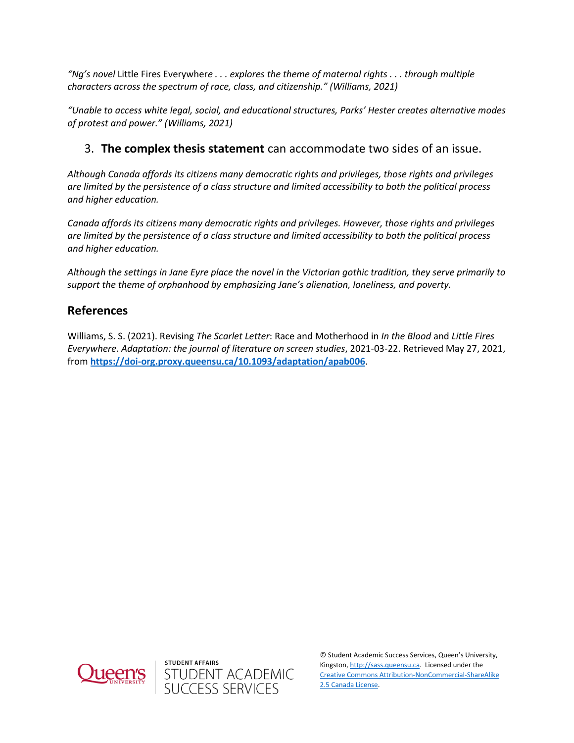*"Ng's novel* Little Fires Everywhere *. . . explores the theme of maternal rights . . . through multiple characters across the spectrum of race, class, and citizenship." (Williams, 2021)*

*"Unable to access white legal, social, and educational structures, Parks' Hester creates alternative modes of protest and power." (Williams, 2021)*

3. **The complex thesis statement** can accommodate two sides of an issue.

*Although Canada affords its citizens many democratic rights and privileges, those rights and privileges are limited by the persistence of a class structure and limited accessibility to both the political process and higher education.*

*Canada affords its citizens many democratic rights and privileges. However, those rights and privileges are limited by the persistence of a class structure and limited accessibility to both the political process and higher education.*

*Although the settings in Jane Eyre place the novel in the Victorian gothic tradition, they serve primarily to support the theme of orphanhood by emphasizing Jane's alienation, loneliness, and poverty.*

## References

Williams, S. S. (2021). Revising *The Scarlet Letter*: Race and Motherhood in *In the Blood* and *Little Fires Everywhere*. *Adaptation: the journal of literature on screen studies*, 2021-03-22. Retrieved May 27, 2021, from **https://doi-org.proxy.queensu.ca/10.1093/adaptation/apab006**.

© Student Academic Success Services, Queen's University, Kingston, http://sass.queensu.ca. Licensed under the Creative Commons Attribution-NonCommercial-ShareAlike 2.5 Canada License.